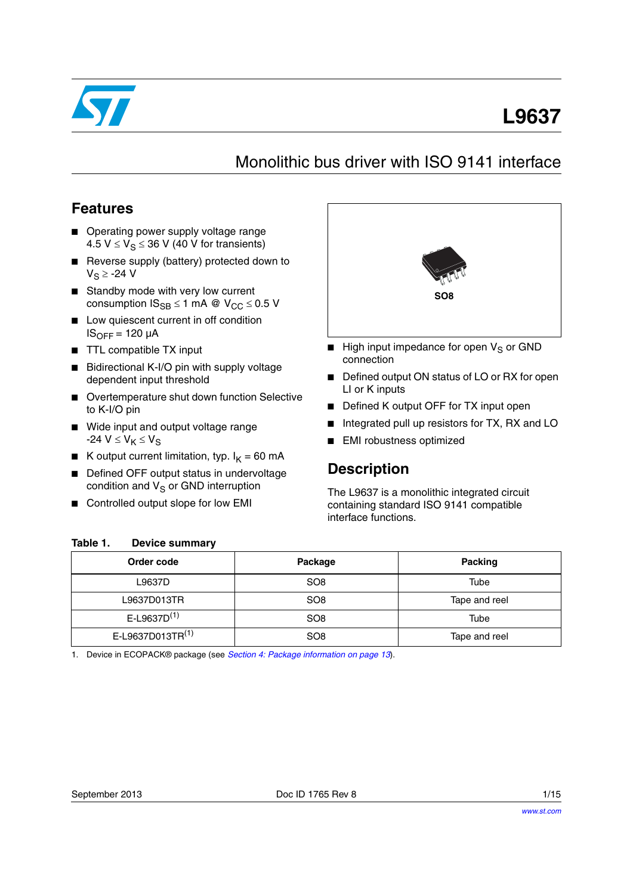# L9637

## Monolithic bus driver with ISO 9141 interface

## Features

- Operating power supply voltage range $4.5\ V \leq V_S \leq 36\ V$ (40 V for transients)
- Reverse supply (battery) protected down to $V_S \geq -24\ V$
- Standby mode with very low current consumption $IS_{SB} \leq 1\ mA$ @ $V_{CC} \leq 0.5\ V$
- Low quiescent current in off condition $IS_{OFF} = 120\ \mu A$
- TTL compatible TX input
- Bidirectional K-I/O pin with supply voltage dependent input threshold
- Overtemperature shut down function Selective to K-I/O pin
- Wide input and output voltage range $-24\ V \leq V_K \leq V_S$
- K output current limitation, typ. $I_K = 60\ mA$
- Defined OFF output status in undervoltage condition and $V_S$ or GND interruption
- Controlled output slope for low EMI

SO8

- High input impedance for open $V_S$ or GND connection
- Defined output ON status of LO or RX for open LI or K inputs
- Defined K output OFF for TX input open
- Integrated pull up resistors for TX, RX and LO
- EMI robustness optimized

## Description

The L9637 is a monolithic integrated circuit containing standard ISO 9141 compatible interface functions.

**Table 1. Device summary**

| Order code | Package | Packing |
|---|---|---|
| L9637D | SO8 | Tube |
| L9637D013TR | SO8 | Tape and reel |
| E-L9637D[(1)] | SO8 | Tube |
| E-L9637D013TR[(1)] | SO8 | Tape and reel |

1. Device in ECOPACK® package (see *Section 4: Package information on page 13*).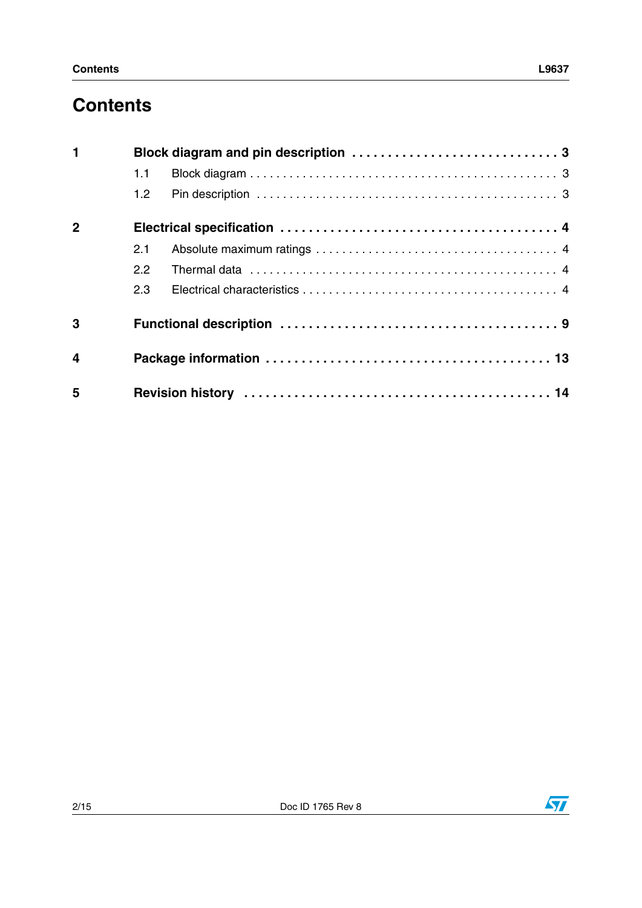# Contents

| | | |
|---|---|---|
| **1** | **Block diagram and pin description** | **3** |
| | 1.1 Block diagram | 3 |
| | 1.2 Pin description | 3 |
| **2** | **Electrical specification** | **4** |
| | 2.1 Absolute maximum ratings | 4 |
| | 2.2 Thermal data | 4 |
| | 2.3 Electrical characteristics | 4 |
| **3** | **Functional description** | **9** |
| **4** | **Package information** | **13** |
| **5** | **Revision history** | **14** |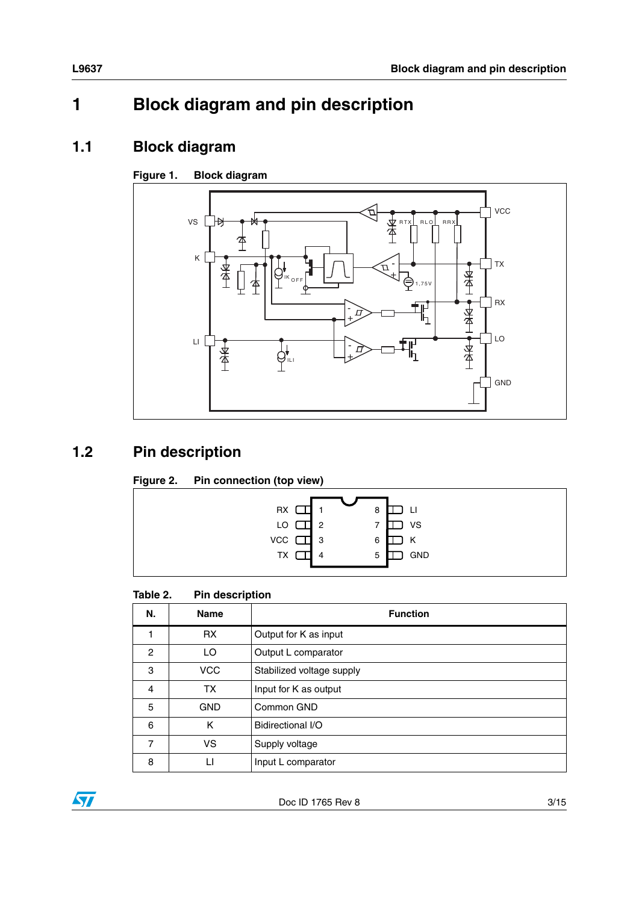# 1 Block diagram and pin description

## 1.1 Block diagram

Figure 1. Block diagram

## 1.2 Pin description

Figure 2. Pin connection (top view)

Table 2. Pin description

| N. | Name | Function |
|---|---|---|
| 1 | RX | Output for K as input |
| 2 | LO | Output L comparator |
| 3 | VCC | Stabilized voltage supply |
| 4 | TX | Input for K as output |
| 5 | GND | Common GND |
| 6 | K | Bidirectional I/O |
| 7 | VS | Supply voltage |
| 8 | LI | Input L comparator |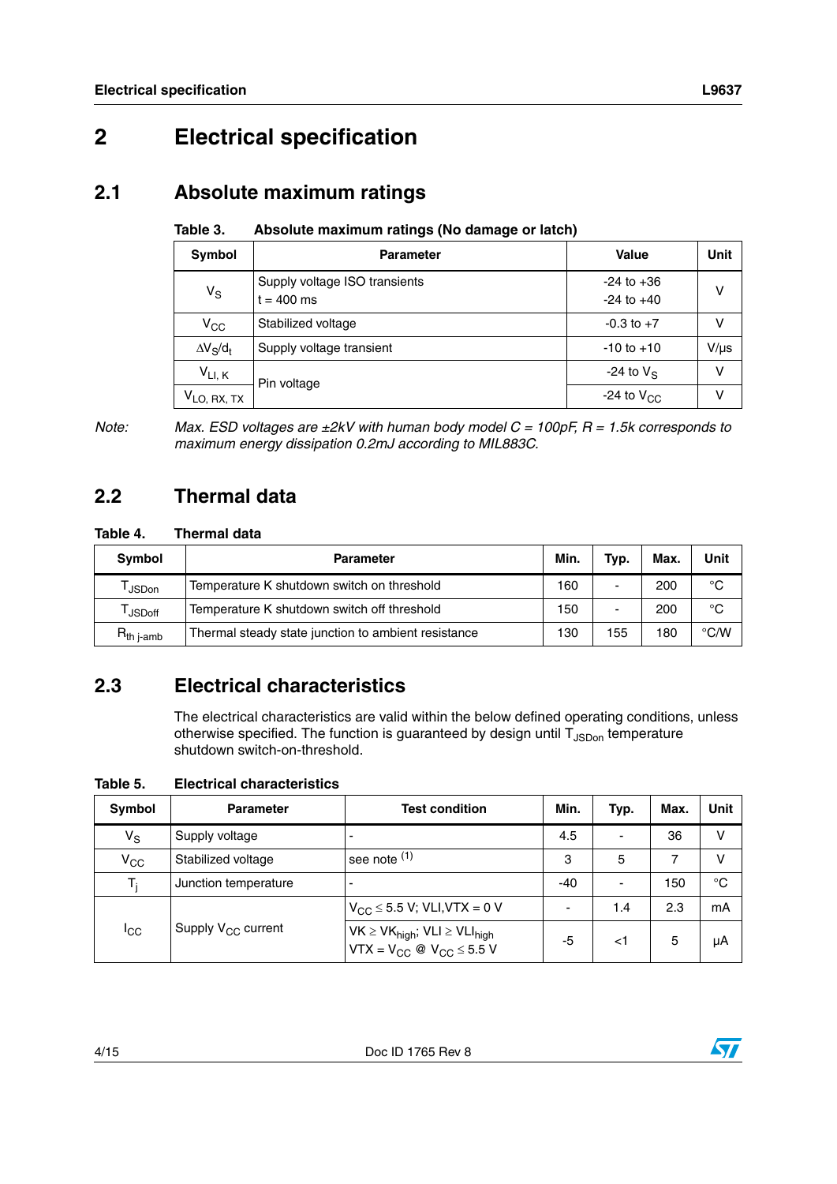# 2 Electrical specification

## 2.1 Absolute maximum ratings

**Table 3. Absolute maximum ratings (No damage or latch)**

| Symbol | Parameter | Value | Unit |
|---|---|---|---|
| $V_S$ | Supply voltage ISO transients<br>t = 400 ms | -24 to +36<br>-24 to +40 | V |
| $V_{CC}$ | Stabilized voltage | -0.3 to +7 | V |
| $\Delta V_S/d_t$ | Supply voltage transient | -10 to +10 | V/µs |
| $V_{LI, K}$ | Pin voltage | -24 to $V_S$ | V |
| $V_{LO, RX, TX}$ | | -24 to $V_{CC}$ | V |

*Note: Max. ESD voltages are ±2kV with human body model C = 100pF, R = 1.5k corresponds to maximum energy dissipation 0.2mJ according to MIL883C.*

## 2.2 Thermal data

**Table 4. Thermal data**

| Symbol | Parameter | Min. | Typ. | Max. | Unit |
|---|---|---|---|---|---|
| $T_{JSDon}$ | Temperature K shutdown switch on threshold | 160 | - | 200 | °C |
| $T_{JSDoff}$ | Temperature K shutdown switch off threshold | 150 | - | 200 | °C |
| $R_{th\ j\text{-}amb}$ | Thermal steady state junction to ambient resistance | 130 | 155 | 180 | °C/W |

## 2.3 Electrical characteristics

The electrical characteristics are valid within the below defined operating conditions, unless otherwise specified. The function is guaranteed by design until $T_{JSDon}$ temperature shutdown switch-on-threshold.

**Table 5. Electrical characteristics**

| Symbol | Parameter | Test condition | Min. | Typ. | Max. | Unit |
|---|---|---|---|---|---|---|
| $V_S$ | Supply voltage | - | 4.5 | - | 36 | V |
| $V_{CC}$ | Stabilized voltage | see note (1) | 3 | 5 | 7 | V |
| $T_j$ | Junction temperature | - | -40 | - | 150 | °C |
| $I_{CC}$ | Supply $V_{CC}$ current | $V_{CC} \leq 5.5$ V; VLI,VTX = 0 V | - | 1.4 | 2.3 | mA |
| | | $VK \geq VK_{high}$; $VLI \geq VLI_{high}$<br>$VTX = V_{CC}$ @ $V_{CC} \leq 5.5$ V | -5 | <1 | 5 | µA |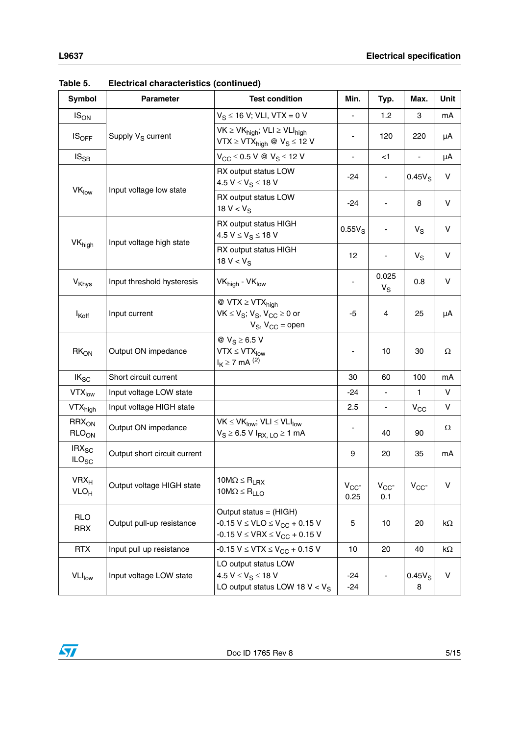**Table 5. Electrical characteristics (continued)**

| Symbol | Parameter | Test condition | Min. | Typ. | Max. | Unit |
|---|---|---|---|---|---|---|
| $IS_{ON}$ | Supply $V_S$ current | $V_S \leq 16$ V; VLI, VTX = 0 V | - | 1.2 | 3 | mA |
| $IS_{OFF}$ | | $VK \geq VK_{high}$; $VLI \geq VLI_{high}$ $VTX \geq VTX_{high}$ @ $V_S \leq 12$ V | - | 120 | 220 | µA |
| $IS_{SB}$ | | $V_{CC} \leq 0.5$ V @ $V_S \leq 12$ V | - | <1 | - | µA |
| $VK_{low}$ | Input voltage low state | RX output status LOW $4.5\ V \leq V_S \leq 18\ V$ | -24 | - | $0.45V_S$ | V |
| | | RX output status LOW $18\ V < V_S$ | -24 | - | 8 | V |
| $VK_{high}$ | Input voltage high state | RX output status HIGH $4.5\ V \leq V_S \leq 18\ V$ | $0.55V_S$ | - | $V_S$ | V |
| | | RX output status HIGH $18\ V < V_S$ | 12 | - | $V_S$ | V |
| $V_{Khys}$ | Input threshold hysteresis | $VK_{high} - VK_{low}$ | - | 0.025 $V_S$ | 0.8 | V |
| $I_{Koff}$ | Input current | @ $VTX \geq VTX_{high}$ $VK \leq V_S$; $V_S$, $V_{CC} \geq 0$ or $V_S$, $V_{CC}$ = open | -5 | 4 | 25 | µA |
| $RK_{ON}$ | Output ON impedance | @ $V_S \geq 6.5$ V $VTX \leq VTX_{low}$ $I_K \geq 7$ mA [(2)] | - | 10 | 30 | Ω |
| $IK_{SC}$ | Short circuit current | | 30 | 60 | 100 | mA |
| $VTX_{low}$ | Input voltage LOW state | | -24 | - | 1 | V |
| $VTX_{high}$ | Input voltage HIGH state | | 2.5 | - | $V_{CC}$ | V |
| $RRX_{ON}$ $RLO_{ON}$ | Output ON impedance | $VK \leq VK_{low}$; $VLI \leq VLI_{low}$ $V_S \geq 6.5$ V $I_{RX,\ LO} \geq 1$ mA | - | 40 | 90 | Ω |
| $IRX_{SC}$ $ILO_{SC}$ | Output short circuit current | | 9 | 20 | 35 | mA |
| $VRX_H$ $VLO_H$ | Output voltage HIGH state | $10M\Omega \leq R_{LRX}$ $10M\Omega \leq R_{LLO}$ | $V_{CC}$- 0.25 | $V_{CC}$- 0.1 | $V_{CC}$- | V |
| RLO RRX | Output pull-up resistance | Output status = (HIGH) $-0.15\ V \leq VLO \leq V_{CC} + 0.15\ V$ $-0.15\ V \leq VRX \leq V_{CC} + 0.15\ V$ | 5 | 10 | 20 | kΩ |
| RTX | Input pull up resistance | $-0.15\ V \leq VTX \leq V_{CC} + 0.15\ V$ | 10 | 20 | 40 | kΩ |
| $VLI_{low}$ | Input voltage LOW state | LO output status LOW $4.5\ V \leq V_S \leq 18\ V$ LO output status LOW $18\ V < V_S$ | -24 -24 | - | $0.45V_S$ 8 | V |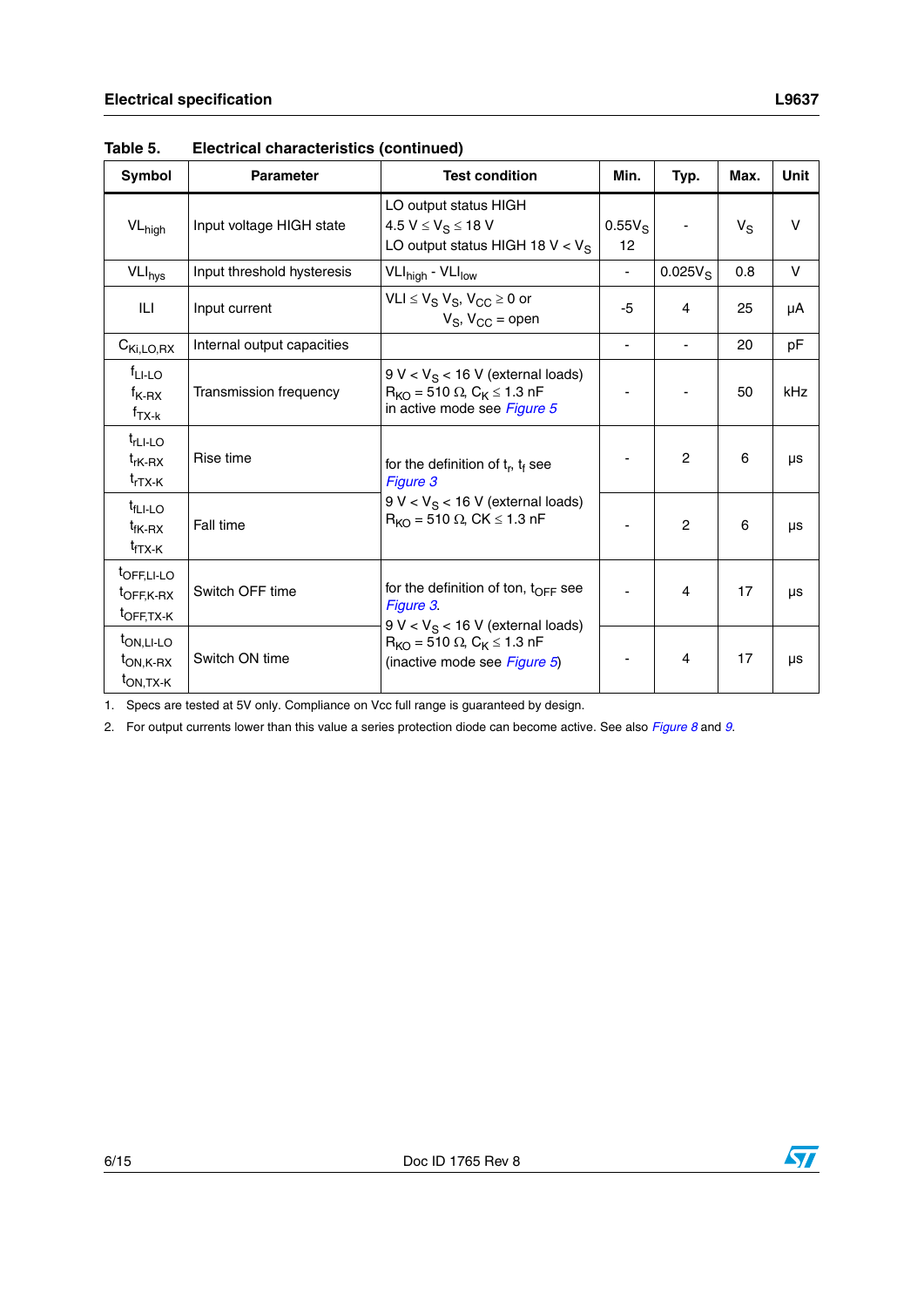Table 5. Electrical characteristics (continued)

| Symbol | Parameter | Test condition | Min. | Typ. | Max. | Unit |
|---|---|---|---|---|---|---|
| $VL_{high}$ | Input voltage HIGH state | LO output status HIGH<br>$4.5\ V \leq V_S \leq 18\ V$<br>LO output status HIGH $18\ V < V_S$ | $0.55V_S$<br>12 | - | $V_S$ | V |
| $VLI_{hys}$ | Input threshold hysteresis | $VLI_{high}$ - $VLI_{low}$ | - | $0.025V_S$ | 0.8 | V |
| ILI | Input current | $VLI \leq V_S$ $V_S$, $V_{CC} \geq 0$ or<br>$V_S$, $V_{CC}$ = open | -5 | 4 | 25 | µA |
| $C_{Ki,LO,RX}$ | Internal output capacities | | - | - | 20 | pF |
| $f_{LI\text{-}LO}$<br>$f_{K\text{-}RX}$<br>$f_{TX\text{-}k}$ | Transmission frequency | $9\ V < V_S < 16\ V$ (external loads)<br>$R_{KO} = 510\ \Omega$, $C_K \leq 1.3\ nF$<br>in active mode see *Figure 5* | - | - | 50 | kHz |
| $t_{rLI\text{-}LO}$<br>$t_{rK\text{-}RX}$<br>$t_{rTX\text{-}K}$ | Rise time | for the definition of $t_r$, $t_f$ see *Figure 3*<br>$9\ V < V_S < 16\ V$ (external loads)<br>$R_{KO} = 510\ \Omega$, $CK \leq 1.3\ nF$ | - | 2 | 6 | µs |
| $t_{fLI\text{-}LO}$<br>$t_{fK\text{-}RX}$<br>$t_{fTX\text{-}K}$ | Fall time | | - | 2 | 6 | µs |
| $t_{OFF,LI\text{-}LO}$<br>$t_{OFF,K\text{-}RX}$<br>$t_{OFF,TX\text{-}K}$ | Switch OFF time | for the definition of ton, $t_{OFF}$ see *Figure 3*.<br>$9\ V < V_S < 16\ V$ (external loads)<br>$R_{KO} = 510\ \Omega$, $C_K \leq 1.3\ nF$<br>(inactive mode see *Figure 5*) | - | 4 | 17 | µs |
| $t_{ON,LI\text{-}LO}$<br>$t_{ON,K\text{-}RX}$<br>$t_{ON,TX\text{-}K}$ | Switch ON time | | - | 4 | 17 | µs |

1. Specs are tested at 5V only. Compliance on Vcc full range is guaranteed by design.
2. For output currents lower than this value a series protection diode can become active. See also *Figure 8* and *9*.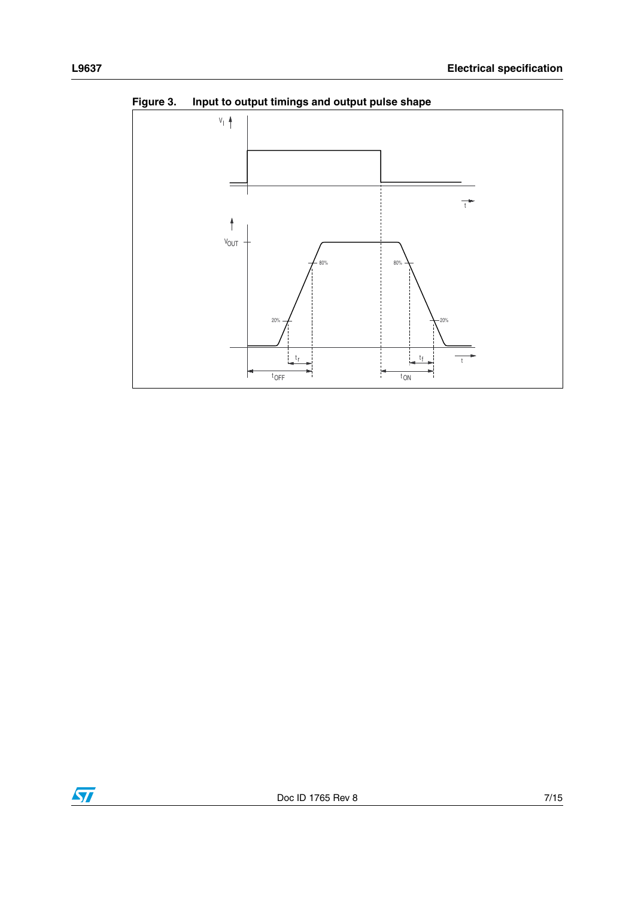**Figure 3. Input to output timings and output pulse shape**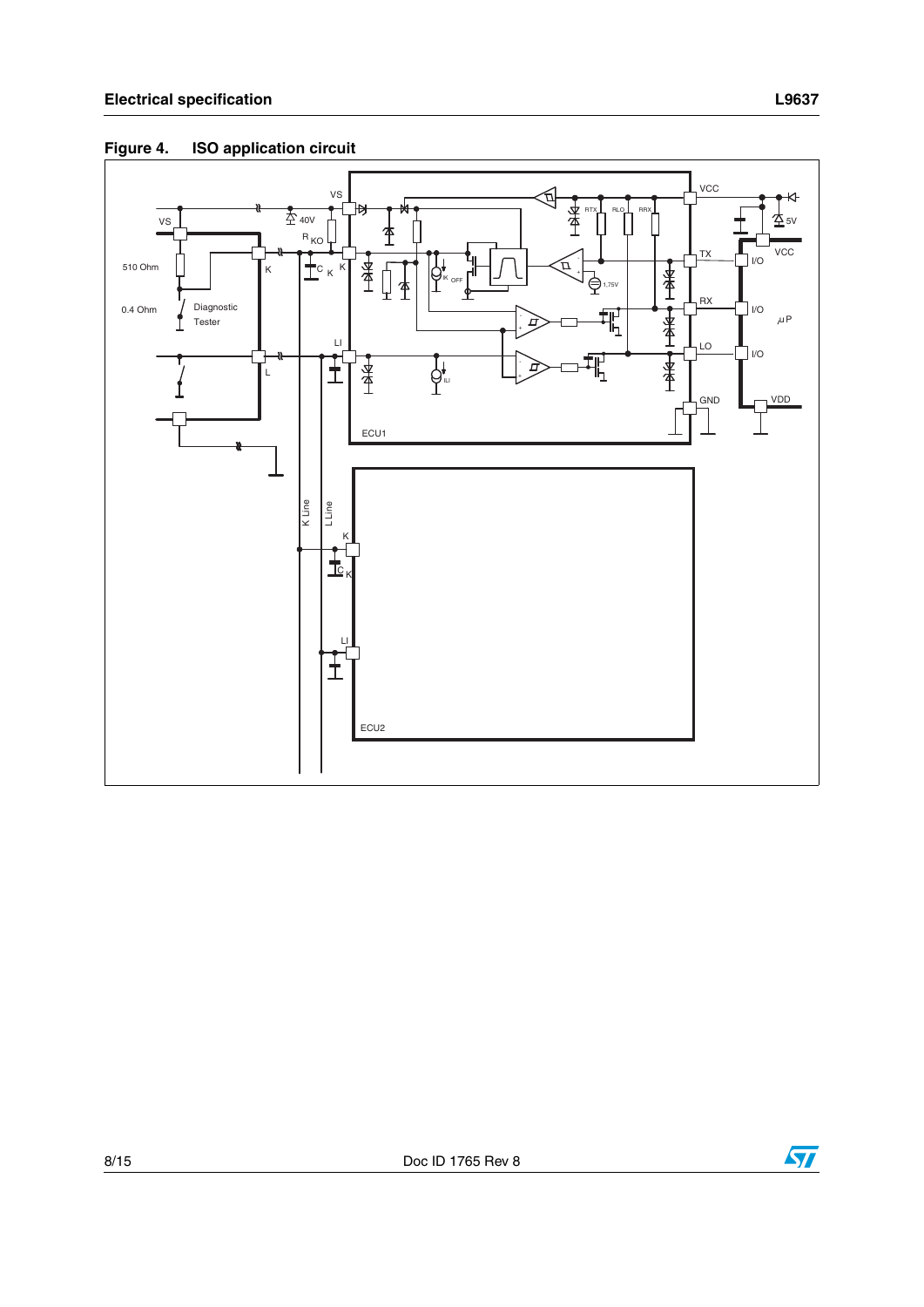**Figure 4. ISO application circuit**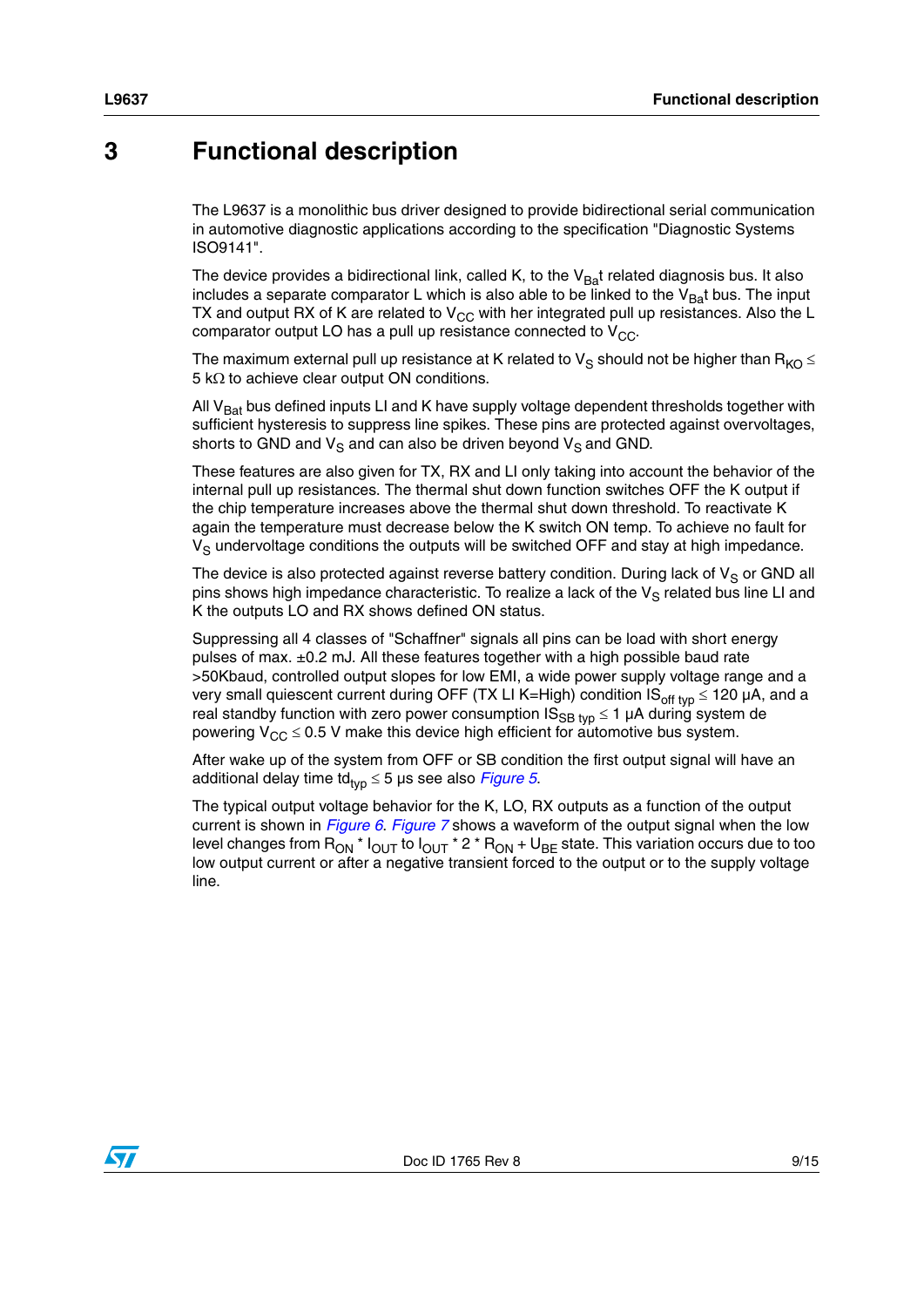# 3 Functional description

The L9637 is a monolithic bus driver designed to provide bidirectional serial communication in automotive diagnostic applications according to the specification "Diagnostic Systems ISO9141".

The device provides a bidirectional link, called K, to the $V_{Ba}$t related diagnosis bus. It also includes a separate comparator L which is also able to be linked to the $V_{Ba}$t bus. The input TX and output RX of K are related to $V_{CC}$ with her integrated pull up resistances. Also the L comparator output LO has a pull up resistance connected to $V_{CC}$.

The maximum external pull up resistance at K related to $V_S$ should not be higher than $R_{KO} \leq 5\ k\Omega$ to achieve clear output ON conditions.

All $V_{Bat}$ bus defined inputs LI and K have supply voltage dependent thresholds together with sufficient hysteresis to suppress line spikes. These pins are protected against overvoltages, shorts to GND and $V_S$ and can also be driven beyond $V_S$ and GND.

These features are also given for TX, RX and LI only taking into account the behavior of the internal pull up resistances. The thermal shut down function switches OFF the K output if the chip temperature increases above the thermal shut down threshold. To reactivate K again the temperature must decrease below the K switch ON temp. To achieve no fault for $V_S$ undervoltage conditions the outputs will be switched OFF and stay at high impedance.

The device is also protected against reverse battery condition. During lack of $V_S$ or GND all pins shows high impedance characteristic. To realize a lack of the $V_S$ related bus line LI and K the outputs LO and RX shows defined ON status.

Suppressing all 4 classes of "Schaffner" signals all pins can be load with short energy pulses of max. ±0.2 mJ. All these features together with a high possible baud rate >50Kbaud, controlled output slopes for low EMI, a wide power supply voltage range and a very small quiescent current during OFF (TX LI K=High) condition $IS_{off\ typ} \leq 120\ \mu A$, and a real standby function with zero power consumption $IS_{SB\ typ} \leq 1\ \mu A$ during system de powering $V_{CC} \leq 0.5\ V$ make this device high efficient for automotive bus system.

After wake up of the system from OFF or SB condition the first output signal will have an additional delay time $td_{typ} \leq 5\ \mu s$ see also *Figure 5*.

The typical output voltage behavior for the K, LO, RX outputs as a function of the output current is shown in *Figure 6*. *Figure 7* shows a waveform of the output signal when the low level changes from $R_{ON} * I_{OUT}$ to $I_{OUT} * 2 * R_{ON} + U_{BE}$ state. This variation occurs due to too low output current or after a negative transient forced to the output or to the supply voltage line.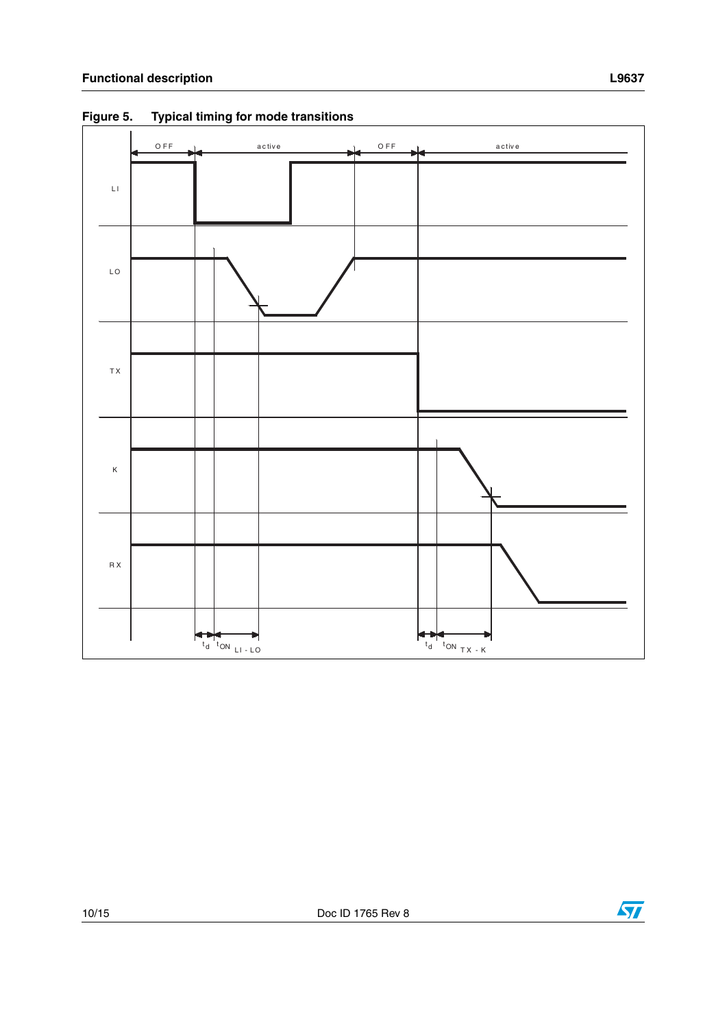**Figure 5. Typical timing for mode transitions**

OFF | active | OFF | active

LI

LO

TX

K

RX

$t_d$ $t_{ON}$ LI - LO $t_d$ $t_{ON}$ TX - K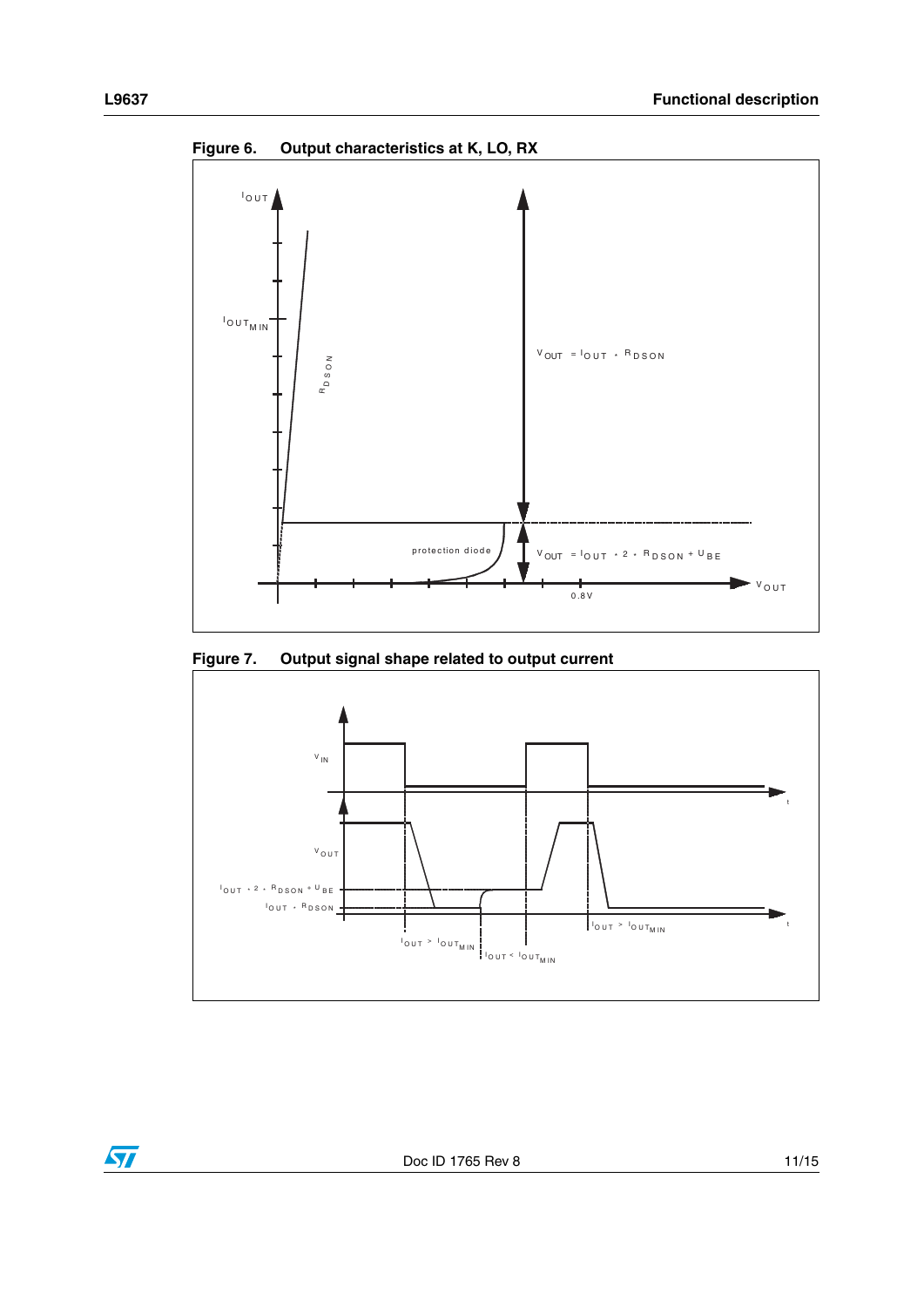**Figure 6. Output characteristics at K, LO, RX**

$I_{OUT}$

$I_{OUT_{MIN}}$

$R_{DSON}$

$V_{OUT} = I_{OUT} \cdot R_{DSON}$

protection diode

$V_{OUT} = I_{OUT} \cdot 2 \cdot R_{DSON} + U_{BE}$

0.8V

$V_{OUT}$

**Figure 7. Output signal shape related to output current**

$V_{IN}$

t

$V_{OUT}$

$I_{OUT} \cdot 2 \cdot R_{DSON} + U_{BE}$

$I_{OUT} \cdot R_{DSON}$

t

$I_{OUT} > I_{OUT_{MIN}}$

$I_{OUT} < I_{OUT_{MIN}}$

$I_{OUT} > I_{OUT_{MIN}}$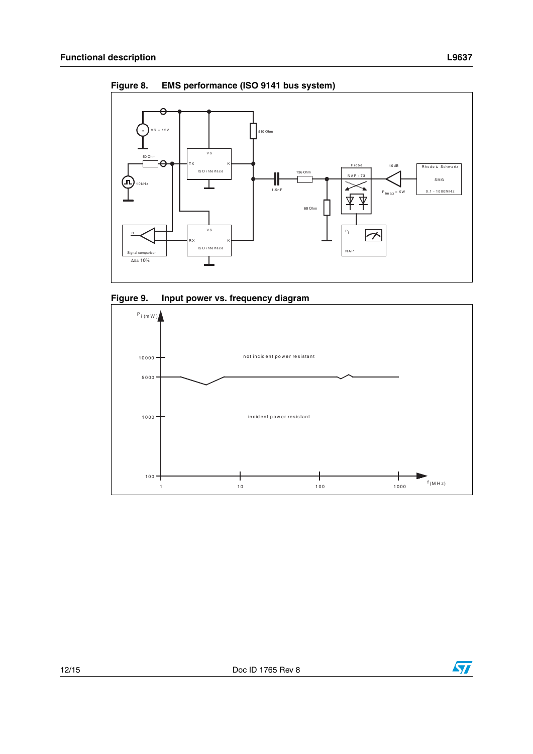**Figure 8. EMS performance (ISO 9141 bus system)**

**Figure 9. Input power vs. frequency diagram**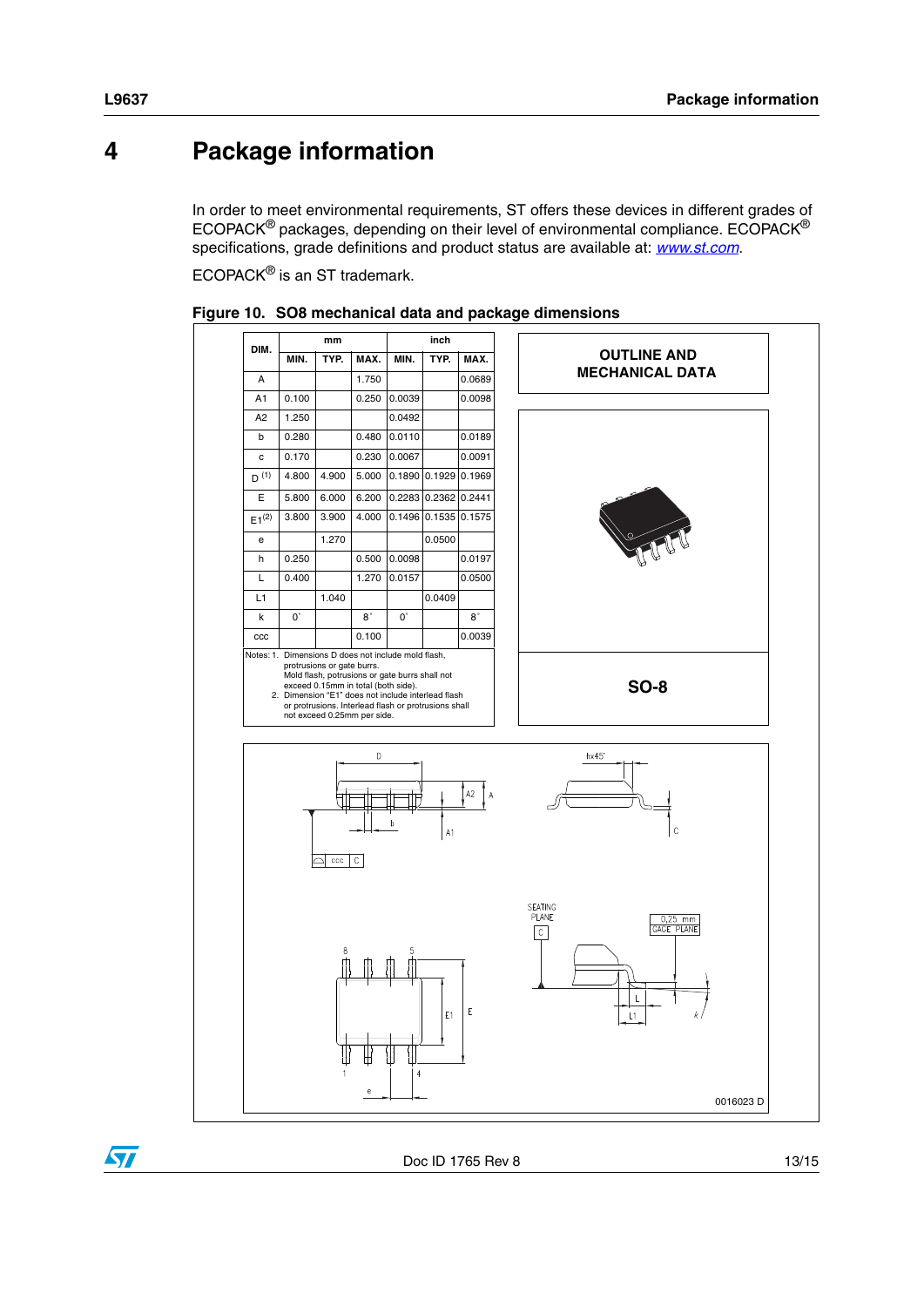# 4 Package information

In order to meet environmental requirements, ST offers these devices in different grades of ECOPACK® packages, depending on their level of environmental compliance. ECOPACK® specifications, grade definitions and product status are available at: *www.st.com*.

ECOPACK® is an ST trademark.

**Figure 10. SO8 mechanical data and package dimensions**

| DIM. | mm | | | inch | | |
|---|---|---|---|---|---|---|
| | MIN. | TYP. | MAX. | MIN. | TYP. | MAX. |
| A | | | 1.750 | | | 0.0689 |
| A1 | 0.100 | | 0.250 | 0.0039 | | 0.0098 |
| A2 | 1.250 | | | 0.0492 | | |
| b | 0.280 | | 0.480 | 0.0110 | | 0.0189 |
| c | 0.170 | | 0.230 | 0.0067 | | 0.0091 |
| D (1) | 4.800 | 4.900 | 5.000 | 0.1890 | 0.1929 | 0.1969 |
| E | 5.800 | 6.000 | 6.200 | 0.2283 | 0.2362 | 0.2441 |
| E1 (2) | 3.800 | 3.900 | 4.000 | 0.1496 | 0.1535 | 0.1575 |
| e | | 1.270 | | | 0.0500 | |
| h | 0.250 | | 0.500 | 0.0098 | | 0.0197 |
| L | 0.400 | | 1.270 | 0.0157 | | 0.0500 |
| L1 | | 1.040 | | | 0.0409 | |
| k | 0° | | 8° | 0° | | 8° |
| ccc | | | 0.100 | | | 0.0039 |

Notes: 1. Dimensions D does not include mold flash, protrusions or gate burrs. Mold flash, potrusions or gate burrs shall not exceed 0.15mm in total (both side).
2. Dimension "E1" does not include interlead flash or protrusions. Interlead flash or protrusions shall not exceed 0.25mm per side.

**OUTLINE AND MECHANICAL DATA**

**SO-8**

0016023 D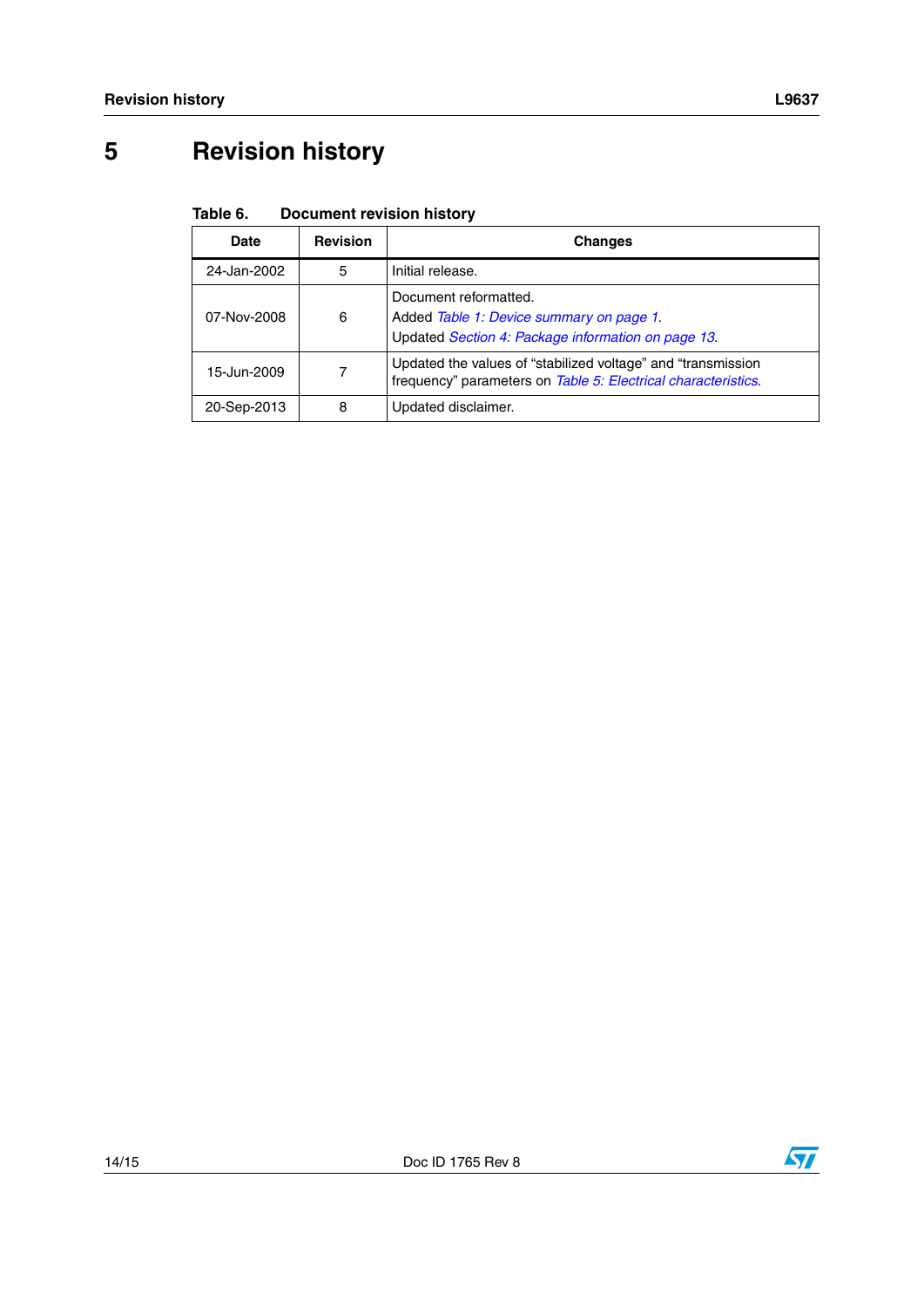# 5 Revision history

**Table 6. Document revision history**

| Date | Revision | Changes |
|---|---|---|
| 24-Jan-2002 | 5 | Initial release. |
| 07-Nov-2008 | 6 | Document reformatted.<br>Added *Table 1: Device summary on page 1*.<br>Updated *Section 4: Package information on page 13*. |
| 15-Jun-2009 | 7 | Updated the values of “stabilized voltage” and “transmission frequency” parameters on *Table 5: Electrical characteristics*. |
| 20-Sep-2013 | 8 | Updated disclaimer. |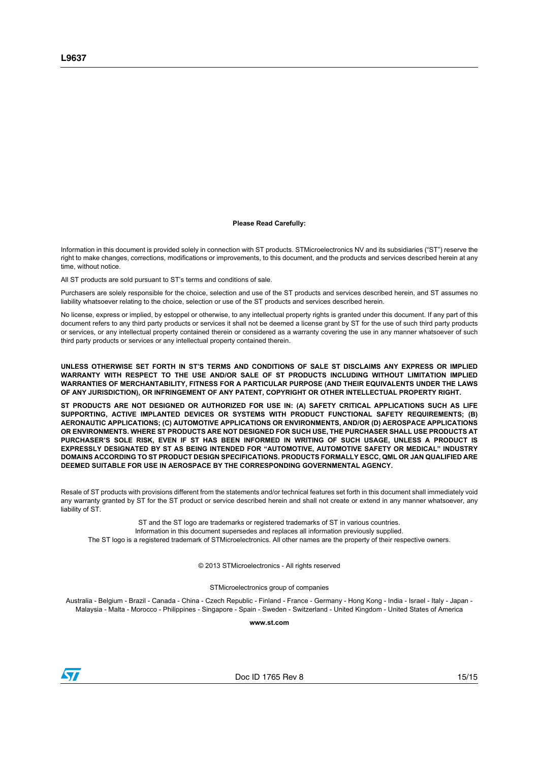**Please Read Carefully:**

Information in this document is provided solely in connection with ST products. STMicroelectronics NV and its subsidiaries ("ST") reserve the right to make changes, corrections, modifications or improvements, to this document, and the products and services described herein at any time, without notice.

All ST products are sold pursuant to ST's terms and conditions of sale.

Purchasers are solely responsible for the choice, selection and use of the ST products and services described herein, and ST assumes no liability whatsoever relating to the choice, selection or use of the ST products and services described herein.

No license, express or implied, by estoppel or otherwise, to any intellectual property rights is granted under this document. If any part of this document refers to any third party products or services it shall not be deemed a license grant by ST for the use of such third party products or services, or any intellectual property contained therein or considered as a warranty covering the use in any manner whatsoever of such third party products or services or any intellectual property contained therein.

**UNLESS OTHERWISE SET FORTH IN ST'S TERMS AND CONDITIONS OF SALE ST DISCLAIMS ANY EXPRESS OR IMPLIED WARRANTY WITH RESPECT TO THE USE AND/OR SALE OF ST PRODUCTS INCLUDING WITHOUT LIMITATION IMPLIED WARRANTIES OF MERCHANTABILITY, FITNESS FOR A PARTICULAR PURPOSE (AND THEIR EQUIVALENTS UNDER THE LAWS OF ANY JURISDICTION), OR INFRINGEMENT OF ANY PATENT, COPYRIGHT OR OTHER INTELLECTUAL PROPERTY RIGHT.**

**ST PRODUCTS ARE NOT DESIGNED OR AUTHORIZED FOR USE IN: (A) SAFETY CRITICAL APPLICATIONS SUCH AS LIFE SUPPORTING, ACTIVE IMPLANTED DEVICES OR SYSTEMS WITH PRODUCT FUNCTIONAL SAFETY REQUIREMENTS; (B) AERONAUTIC APPLICATIONS; (C) AUTOMOTIVE APPLICATIONS OR ENVIRONMENTS, AND/OR (D) AEROSPACE APPLICATIONS OR ENVIRONMENTS. WHERE ST PRODUCTS ARE NOT DESIGNED FOR SUCH USE, THE PURCHASER SHALL USE PRODUCTS AT PURCHASER'S SOLE RISK, EVEN IF ST HAS BEEN INFORMED IN WRITING OF SUCH USAGE, UNLESS A PRODUCT IS EXPRESSLY DESIGNATED BY ST AS BEING INTENDED FOR "AUTOMOTIVE, AUTOMOTIVE SAFETY OR MEDICAL" INDUSTRY DOMAINS ACCORDING TO ST PRODUCT DESIGN SPECIFICATIONS. PRODUCTS FORMALLY ESCC, QML OR JAN QUALIFIED ARE DEEMED SUITABLE FOR USE IN AEROSPACE BY THE CORRESPONDING GOVERNMENTAL AGENCY.**

Resale of ST products with provisions different from the statements and/or technical features set forth in this document shall immediately void any warranty granted by ST for the ST product or service described herein and shall not create or extend in any manner whatsoever, any liability of ST.

ST and the ST logo are trademarks or registered trademarks of ST in various countries.
Information in this document supersedes and replaces all information previously supplied.
The ST logo is a registered trademark of STMicroelectronics. All other names are the property of their respective owners.

© 2013 STMicroelectronics - All rights reserved

STMicroelectronics group of companies

Australia - Belgium - Brazil - Canada - China - Czech Republic - Finland - France - Germany - Hong Kong - India - Israel - Italy - Japan - Malaysia - Malta - Morocco - Philippines - Singapore - Spain - Sweden - Switzerland - United Kingdom - United States of America

**www.st.com**